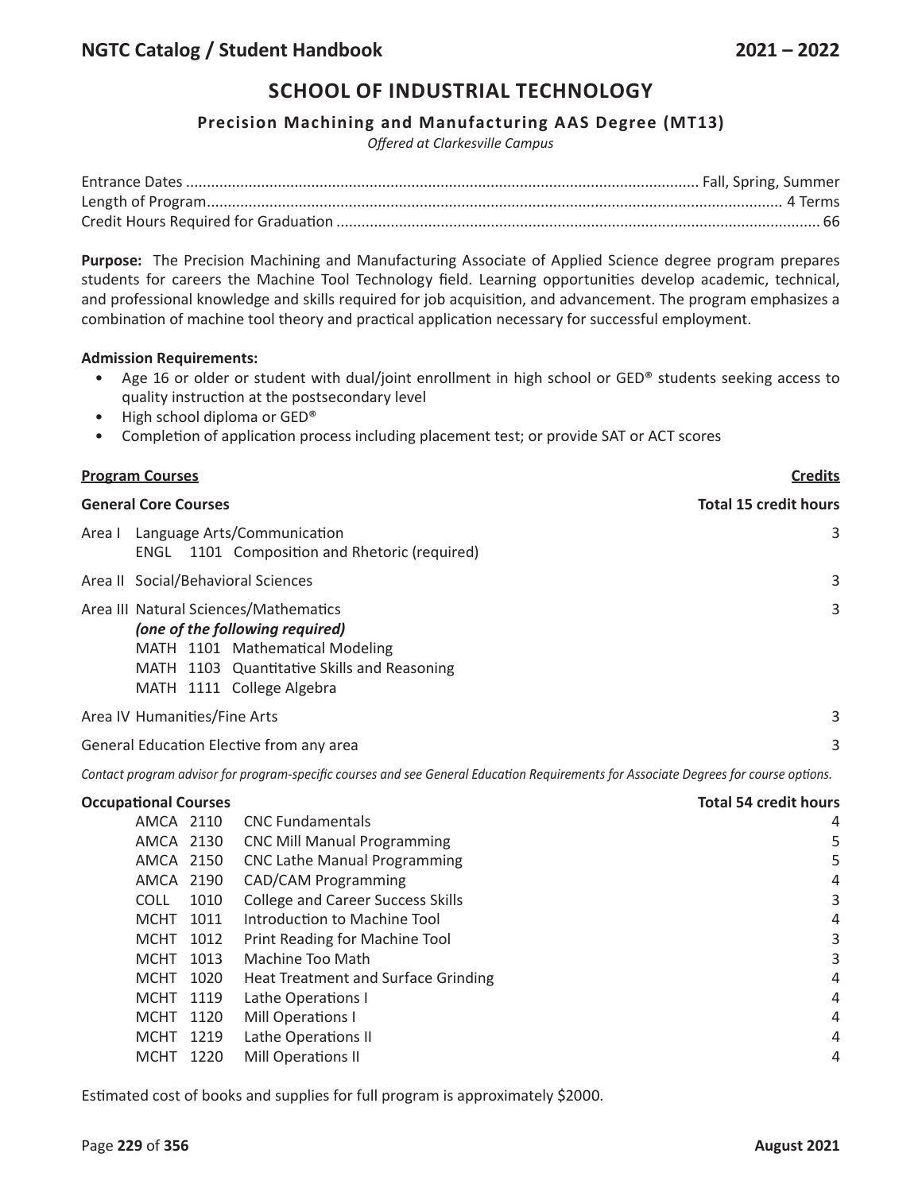# SCHOOL OF INDUSTRIAL TECHNOLOGY

## Precision Machining and Manufacturing AAS Degree (MT13)

*Offered at Clarkesville Campus*

| | |
|---|---|
| Entrance Dates | Fall, Spring, Summer |
| Length of Program | 4 Terms |
| Credit Hours Required for Graduation | 66 |

**Purpose:** The Precision Machining and Manufacturing Associate of Applied Science degree program prepares students for careers the Machine Tool Technology field. Learning opportunities develop academic, technical, and professional knowledge and skills required for job acquisition, and advancement. The program emphasizes a combination of machine tool theory and practical application necessary for successful employment.

**Admission Requirements:**

- Age 16 or older or student with dual/joint enrollment in high school or GED® students seeking access to quality instruction at the postsecondary level
- High school diploma or GED®
- Completion of application process including placement test; or provide SAT or ACT scores

| **Program Courses** | **Credits** |
|---|---|
| **General Core Courses** | **Total 15 credit hours** |
| Area I Language Arts/Communication<br>ENGL 1101 Composition and Rhetoric (required) | 3 |
| Area II Social/Behavioral Sciences | 3 |
| Area III Natural Sciences/Mathematics<br>***(one of the following required)***<br>MATH 1101 Mathematical Modeling<br>MATH 1103 Quantitative Skills and Reasoning<br>MATH 1111 College Algebra | 3 |
| Area IV Humanities/Fine Arts | 3 |
| General Education Elective from any area | 3 |

*Contact program advisor for program-specific courses and see General Education Requirements for Associate Degrees for course options.*

| **Occupational Courses** | | **Total 54 credit hours** |
|---|---|---|
| AMCA 2110 | CNC Fundamentals | 4 |
| AMCA 2130 | CNC Mill Manual Programming | 5 |
| AMCA 2150 | CNC Lathe Manual Programming | 5 |
| AMCA 2190 | CAD/CAM Programming | 4 |
| COLL 1010 | College and Career Success Skills | 3 |
| MCHT 1011 | Introduction to Machine Tool | 4 |
| MCHT 1012 | Print Reading for Machine Tool | 3 |
| MCHT 1013 | Machine Too Math | 3 |
| MCHT 1020 | Heat Treatment and Surface Grinding | 4 |
| MCHT 1119 | Lathe Operations I | 4 |
| MCHT 1120 | Mill Operations I | 4 |
| MCHT 1219 | Lathe Operations II | 4 |
| MCHT 1220 | Mill Operations II | 4 |

Estimated cost of books and supplies for full program is approximately $2000.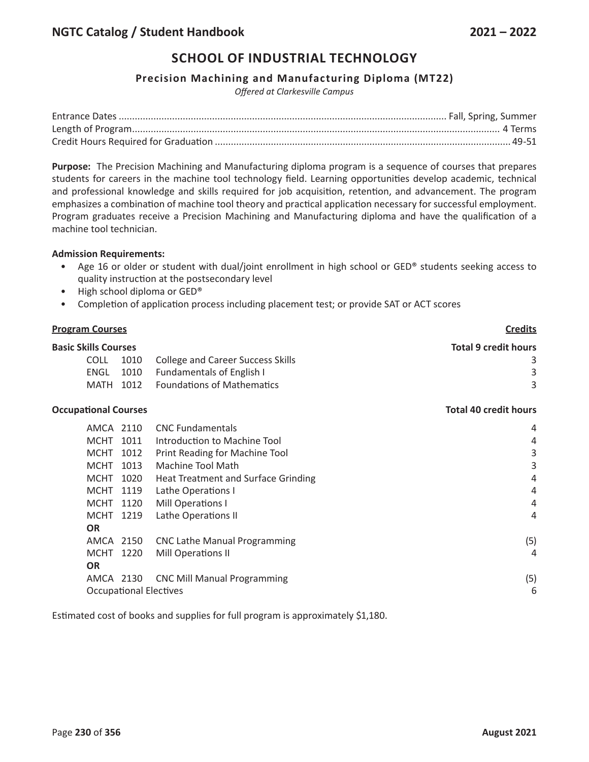## SCHOOL OF INDUSTRIAL TECHNOLOGY

### Precision Machining and Manufacturing Diploma (MT22)

*Offered at Clarkesville Campus*

| | |
|---|---|
| Entrance Dates | Fall, Spring, Summer |
| Length of Program | 4 Terms |
| Credit Hours Required for Graduation | 49-51 |

**Purpose:** The Precision Machining and Manufacturing diploma program is a sequence of courses that prepares students for careers in the machine tool technology field. Learning opportunities develop academic, technical and professional knowledge and skills required for job acquisition, retention, and advancement. The program emphasizes a combination of machine tool theory and practical application necessary for successful employment. Program graduates receive a Precision Machining and Manufacturing diploma and have the qualification of a machine tool technician.

**Admission Requirements:**

- Age 16 or older or student with dual/joint enrollment in high school or GED® students seeking access to quality instruction at the postsecondary level
- High school diploma or GED®
- Completion of application process including placement test; or provide SAT or ACT scores

| Program Courses | | | Credits |
|---|---|---|---|
| **Basic Skills Courses** | | | **Total 9 credit hours** |
| COLL | 1010 | College and Career Success Skills | 3 |
| ENGL | 1010 | Fundamentals of English I | 3 |
| MATH | 1012 | Foundations of Mathematics | 3 |
| **Occupational Courses** | | | **Total 40 credit hours** |
| AMCA | 2110 | CNC Fundamentals | 4 |
| MCHT | 1011 | Introduction to Machine Tool | 4 |
| MCHT | 1012 | Print Reading for Machine Tool | 3 |
| MCHT | 1013 | Machine Tool Math | 3 |
| MCHT | 1020 | Heat Treatment and Surface Grinding | 4 |
| MCHT | 1119 | Lathe Operations I | 4 |
| MCHT | 1120 | Mill Operations I | 4 |
| MCHT | 1219 | Lathe Operations II | 4 |
| **OR** | | | |
| AMCA | 2150 | CNC Lathe Manual Programming | (5) |
| MCHT | 1220 | Mill Operations II | 4 |
| **OR** | | | |
| AMCA | 2130 | CNC Mill Manual Programming | (5) |
| Occupational Electives | | | 6 |

Estimated cost of books and supplies for full program is approximately $1,180.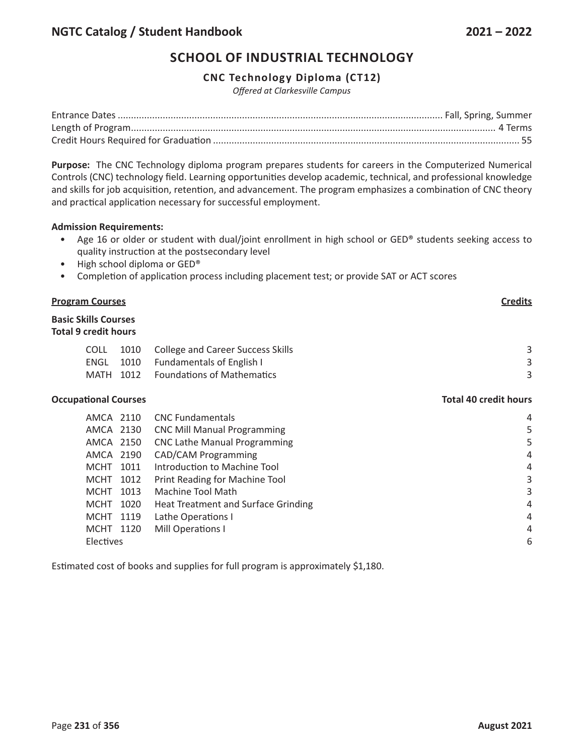## SCHOOL OF INDUSTRIAL TECHNOLOGY

### CNC Technology Diploma (CT12)

*Offered at Clarkesville Campus*

| | |
|---|---|
| Entrance Dates | Fall, Spring, Summer |
| Length of Program | 4 Terms |
| Credit Hours Required for Graduation | 55 |

**Purpose:** The CNC Technology diploma program prepares students for careers in the Computerized Numerical Controls (CNC) technology field. Learning opportunities develop academic, technical, and professional knowledge and skills for job acquisition, retention, and advancement. The program emphasizes a combination of CNC theory and practical application necessary for successful employment.

**Admission Requirements:**

- Age 16 or older or student with dual/joint enrollment in high school or GED® students seeking access to quality instruction at the postsecondary level
- High school diploma or GED®
- Completion of application process including placement test; or provide SAT or ACT scores

**Program Courses** | **Credits**

**Basic Skills Courses**
**Total 9 credit hours**

| Course | Number | Title | Credits |
|---|---|---|---|
| COLL | 1010 | College and Career Success Skills | 3 |
| ENGL | 1010 | Fundamentals of English I | 3 |
| MATH | 1012 | Foundations of Mathematics | 3 |

**Occupational Courses** | **Total 40 credit hours**

| Course | Number | Title | Credits |
|---|---|---|---|
| AMCA | 2110 | CNC Fundamentals | 4 |
| AMCA | 2130 | CNC Mill Manual Programming | 5 |
| AMCA | 2150 | CNC Lathe Manual Programming | 5 |
| AMCA | 2190 | CAD/CAM Programming | 4 |
| MCHT | 1011 | Introduction to Machine Tool | 4 |
| MCHT | 1012 | Print Reading for Machine Tool | 3 |
| MCHT | 1013 | Machine Tool Math | 3 |
| MCHT | 1020 | Heat Treatment and Surface Grinding | 4 |
| MCHT | 1119 | Lathe Operations I | 4 |
| MCHT | 1120 | Mill Operations I | 4 |
| Electives | | | 6 |

Estimated cost of books and supplies for full program is approximately $1,180.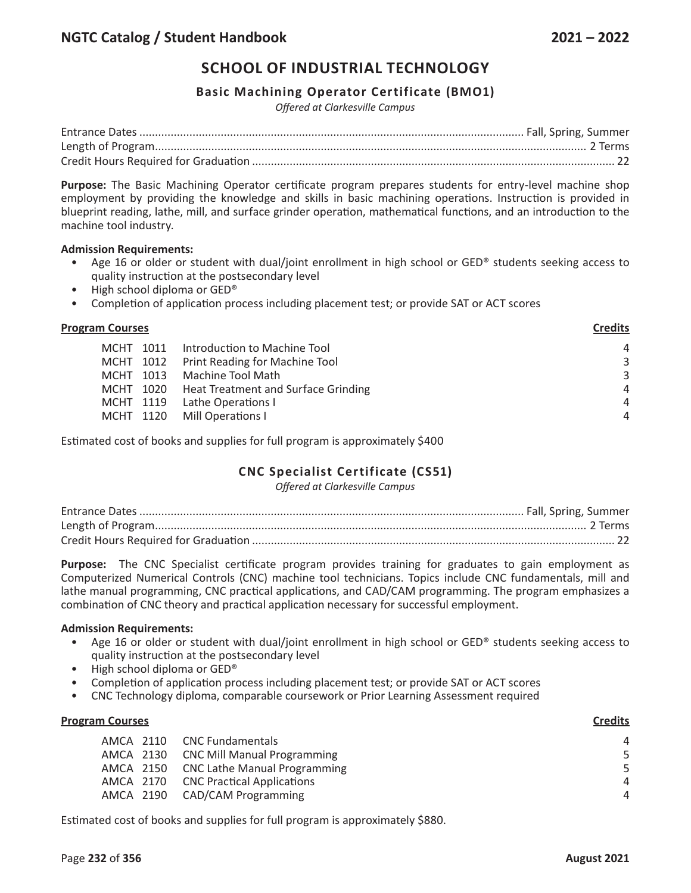# SCHOOL OF INDUSTRIAL TECHNOLOGY

## Basic Machining Operator Certificate (BMO1)

*Offered at Clarkesville Campus*

Entrance Dates .......... Fall, Spring, Summer
Length of Program .......... 2 Terms
Credit Hours Required for Graduation .......... 22

**Purpose:** The Basic Machining Operator certificate program prepares students for entry-level machine shop employment by providing the knowledge and skills in basic machining operations. Instruction is provided in blueprint reading, lathe, mill, and surface grinder operation, mathematical functions, and an introduction to the machine tool industry.

**Admission Requirements:**

- Age 16 or older or student with dual/joint enrollment in high school or GED® students seeking access to quality instruction at the postsecondary level
- High school diploma or GED®
- Completion of application process including placement test; or provide SAT or ACT scores

| Program Courses | | Credits |
|---|---|---|
| MCHT 1011 | Introduction to Machine Tool | 4 |
| MCHT 1012 | Print Reading for Machine Tool | 3 |
| MCHT 1013 | Machine Tool Math | 3 |
| MCHT 1020 | Heat Treatment and Surface Grinding | 4 |
| MCHT 1119 | Lathe Operations I | 4 |
| MCHT 1120 | Mill Operations I | 4 |

Estimated cost of books and supplies for full program is approximately $400

## CNC Specialist Certificate (CS51)

*Offered at Clarkesville Campus*

Entrance Dates .......... Fall, Spring, Summer
Length of Program .......... 2 Terms
Credit Hours Required for Graduation .......... 22

**Purpose:** The CNC Specialist certificate program provides training for graduates to gain employment as Computerized Numerical Controls (CNC) machine tool technicians. Topics include CNC fundamentals, mill and lathe manual programming, CNC practical applications, and CAD/CAM programming. The program emphasizes a combination of CNC theory and practical application necessary for successful employment.

**Admission Requirements:**

- Age 16 or older or student with dual/joint enrollment in high school or GED® students seeking access to quality instruction at the postsecondary level
- High school diploma or GED®
- Completion of application process including placement test; or provide SAT or ACT scores
- CNC Technology diploma, comparable coursework or Prior Learning Assessment required

| Program Courses | | Credits |
|---|---|---|
| AMCA 2110 | CNC Fundamentals | 4 |
| AMCA 2130 | CNC Mill Manual Programming | 5 |
| AMCA 2150 | CNC Lathe Manual Programming | 5 |
| AMCA 2170 | CNC Practical Applications | 4 |
| AMCA 2190 | CAD/CAM Programming | 4 |

Estimated cost of books and supplies for full program is approximately $880.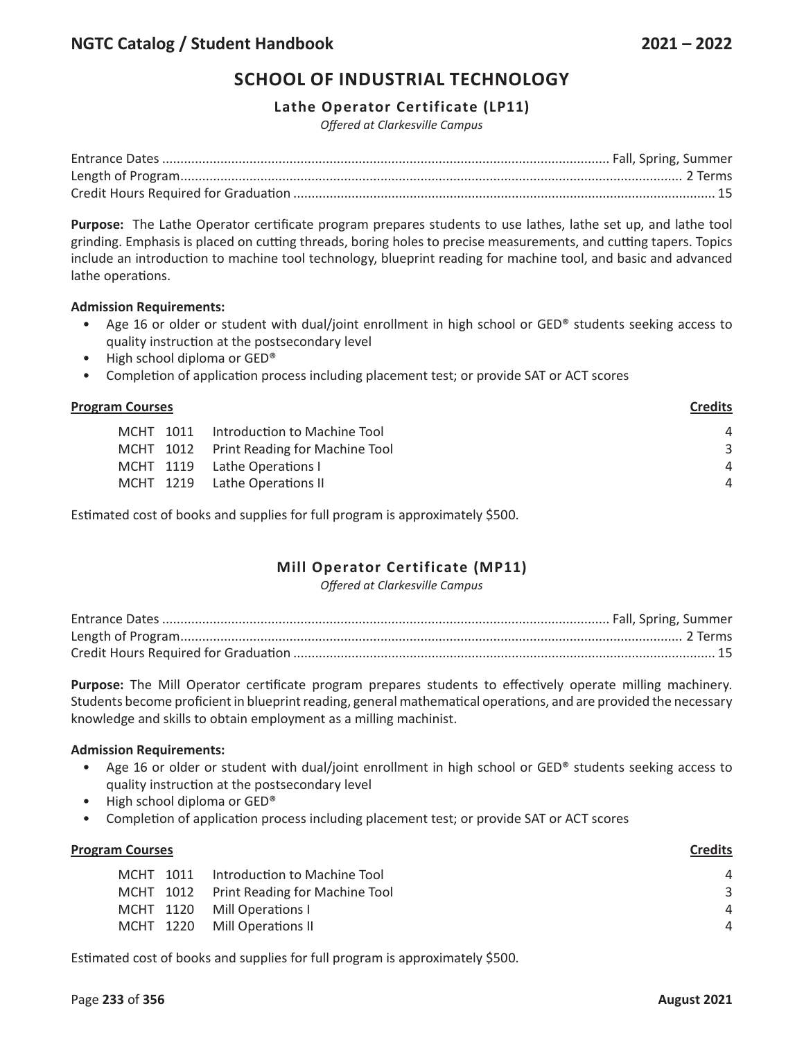# SCHOOL OF INDUSTRIAL TECHNOLOGY

## Lathe Operator Certificate (LP11)

*Offered at Clarkesville Campus*

Entrance Dates .......... Fall, Spring, Summer
Length of Program .......... 2 Terms
Credit Hours Required for Graduation .......... 15

**Purpose:** The Lathe Operator certificate program prepares students to use lathes, lathe set up, and lathe tool grinding. Emphasis is placed on cutting threads, boring holes to precise measurements, and cutting tapers. Topics include an introduction to machine tool technology, blueprint reading for machine tool, and basic and advanced lathe operations.

**Admission Requirements:**

- Age 16 or older or student with dual/joint enrollment in high school or GED® students seeking access to quality instruction at the postsecondary level
- High school diploma or GED®
- Completion of application process including placement test; or provide SAT or ACT scores

| Program Courses | | Credits |
|---|---|---|
| MCHT 1011 | Introduction to Machine Tool | 4 |
| MCHT 1012 | Print Reading for Machine Tool | 3 |
| MCHT 1119 | Lathe Operations I | 4 |
| MCHT 1219 | Lathe Operations II | 4 |

Estimated cost of books and supplies for full program is approximately $500.

## Mill Operator Certificate (MP11)

*Offered at Clarkesville Campus*

Entrance Dates .......... Fall, Spring, Summer
Length of Program .......... 2 Terms
Credit Hours Required for Graduation .......... 15

**Purpose:** The Mill Operator certificate program prepares students to effectively operate milling machinery. Students become proficient in blueprint reading, general mathematical operations, and are provided the necessary knowledge and skills to obtain employment as a milling machinist.

**Admission Requirements:**

- Age 16 or older or student with dual/joint enrollment in high school or GED® students seeking access to quality instruction at the postsecondary level
- High school diploma or GED®
- Completion of application process including placement test; or provide SAT or ACT scores

| Program Courses | | Credits |
|---|---|---|
| MCHT 1011 | Introduction to Machine Tool | 4 |
| MCHT 1012 | Print Reading for Machine Tool | 3 |
| MCHT 1120 | Mill Operations I | 4 |
| MCHT 1220 | Mill Operations II | 4 |

Estimated cost of books and supplies for full program is approximately $500.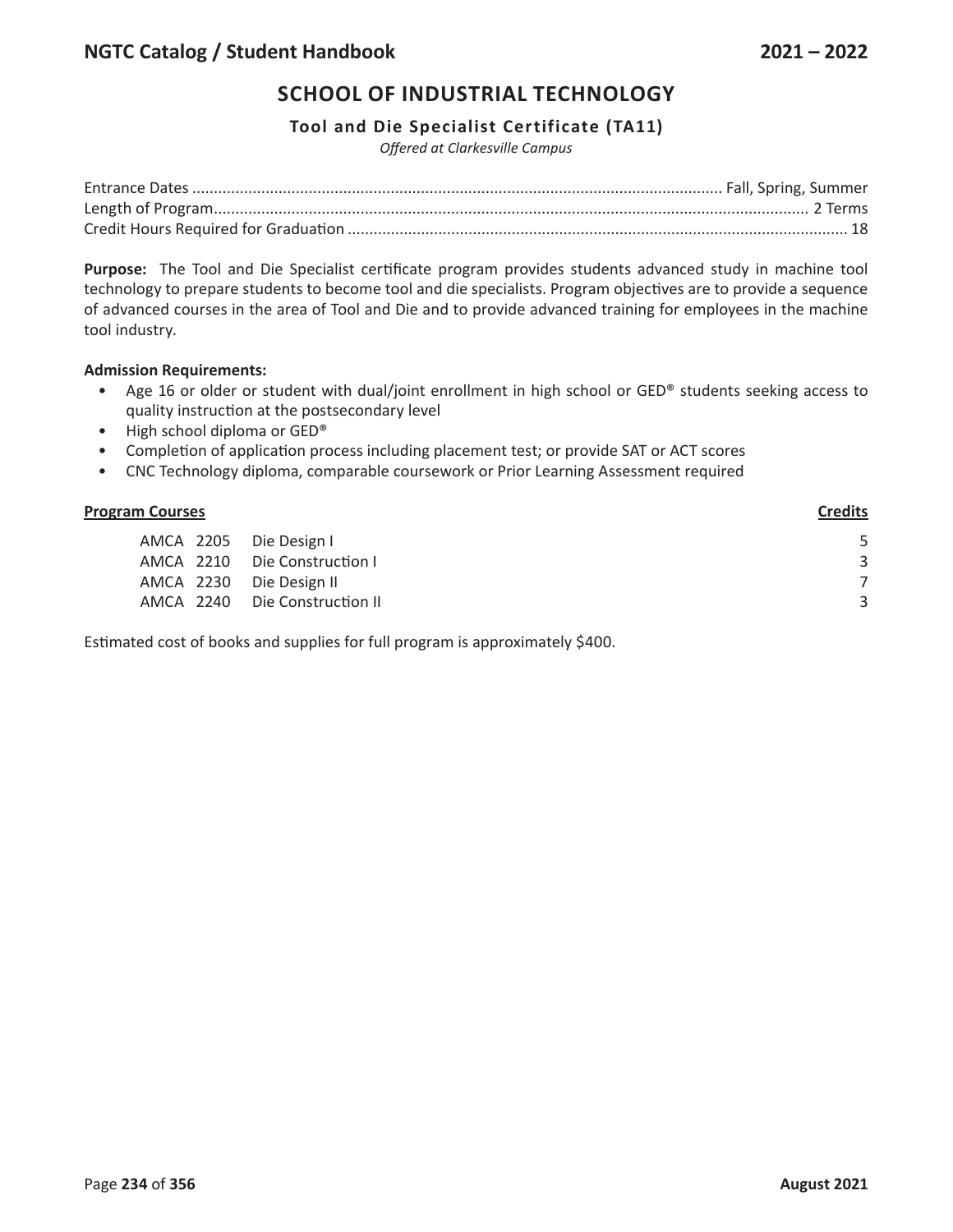# SCHOOL OF INDUSTRIAL TECHNOLOGY

## Tool and Die Specialist Certificate (TA11)

*Offered at Clarkesville Campus*

| | |
|---|---|
| Entrance Dates | Fall, Spring, Summer |
| Length of Program | 2 Terms |
| Credit Hours Required for Graduation | 18 |

**Purpose:** The Tool and Die Specialist certificate program provides students advanced study in machine tool technology to prepare students to become tool and die specialists. Program objectives are to provide a sequence of advanced courses in the area of Tool and Die and to provide advanced training for employees in the machine tool industry.

**Admission Requirements:**

- Age 16 or older or student with dual/joint enrollment in high school or GED® students seeking access to quality instruction at the postsecondary level
- High school diploma or GED®
- Completion of application process including placement test; or provide SAT or ACT scores
- CNC Technology diploma, comparable coursework or Prior Learning Assessment required

| Program Courses | | Credits |
|---|---|---|
| AMCA 2205 | Die Design I | 5 |
| AMCA 2210 | Die Construction I | 3 |
| AMCA 2230 | Die Design II | 7 |
| AMCA 2240 | Die Construction II | 3 |

Estimated cost of books and supplies for full program is approximately $400.